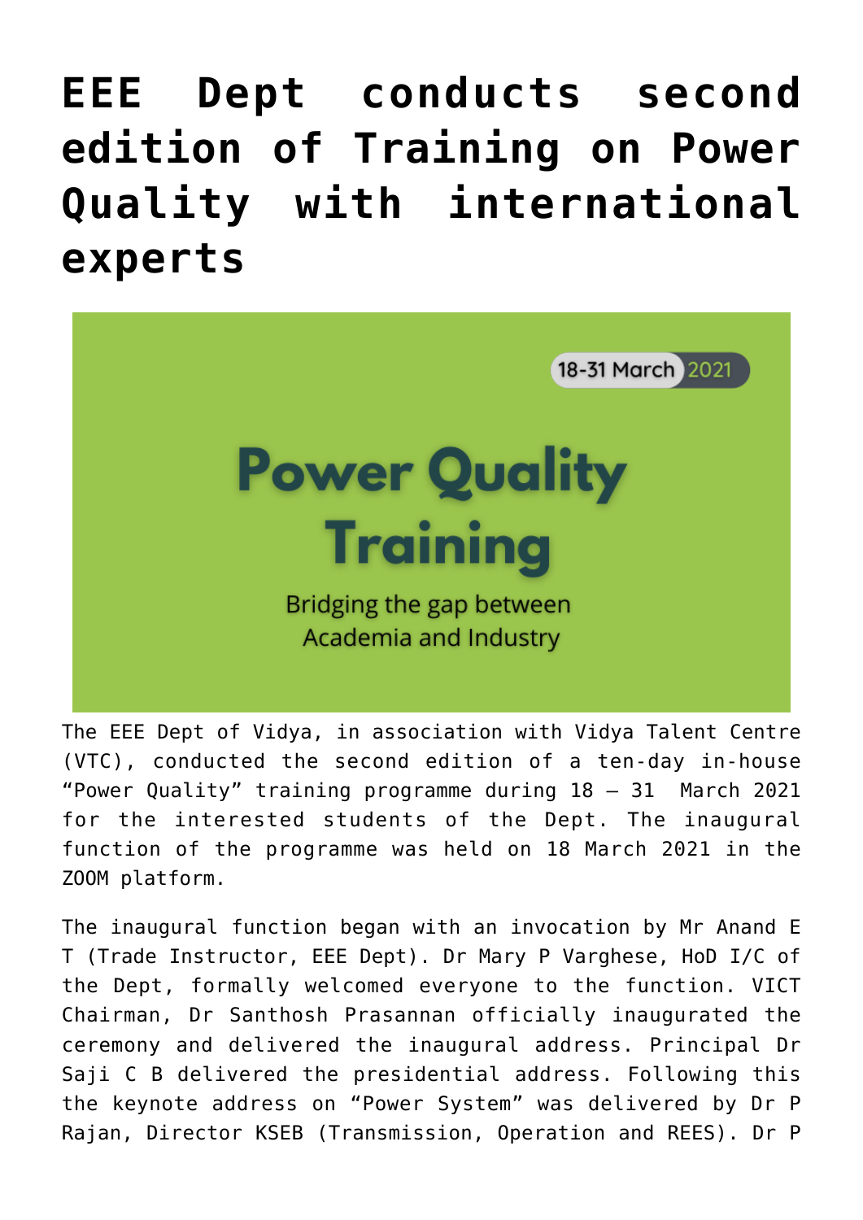# EEE Dept conducts second edition of Training on Power Quality with international experts

18-31 March 2021

Power Quality Training

Bridging the gap between Academia and Industry

The EEE Dept of Vidya, in association with Vidya Talent Centre (VTC), conducted the second edition of a ten-day in-house "Power Quality" training programme during 18 – 31 March 2021 for the interested students of the Dept. The inaugural function of the programme was held on 18 March 2021 in the ZOOM platform.

The inaugural function began with an invocation by Mr Anand E T (Trade Instructor, EEE Dept). Dr Mary P Varghese, HoD I/C of the Dept, formally welcomed everyone to the function. VICT Chairman, Dr Santhosh Prasannan officially inaugurated the ceremony and delivered the inaugural address. Principal Dr Saji C B delivered the presidential address. Following this the keynote address on "Power System" was delivered by Dr P Rajan, Director KSEB (Transmission, Operation and REES). Dr P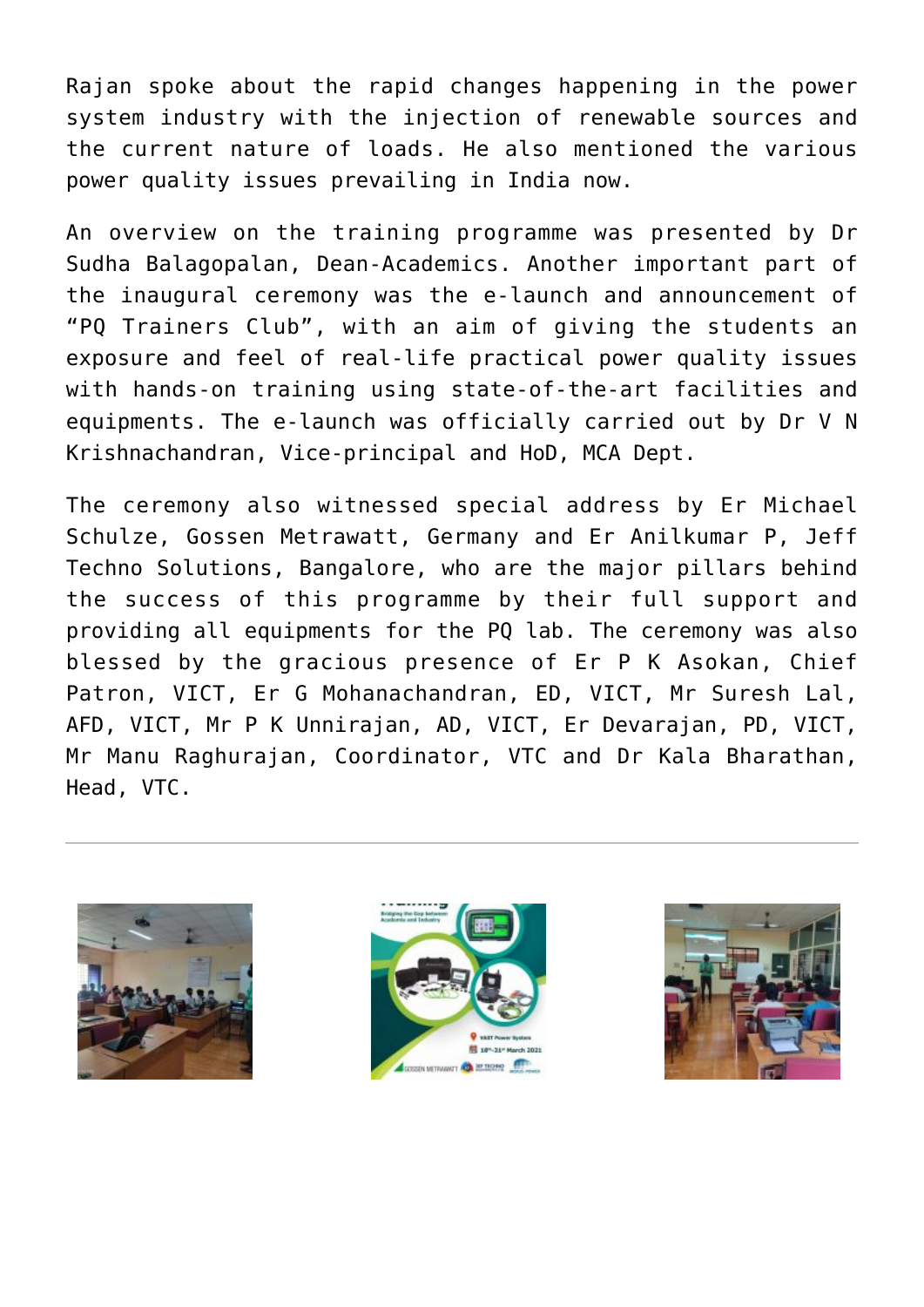Rajan spoke about the rapid changes happening in the power system industry with the injection of renewable sources and the current nature of loads. He also mentioned the various power quality issues prevailing in India now.

An overview on the training programme was presented by Dr Sudha Balagopalan, Dean-Academics. Another important part of the inaugural ceremony was the e-launch and announcement of "PQ Trainers Club", with an aim of giving the students an exposure and feel of real-life practical power quality issues with hands-on training using state-of-the-art facilities and equipments. The e-launch was officially carried out by Dr V N Krishnachandran, Vice-principal and HoD, MCA Dept.

The ceremony also witnessed special address by Er Michael Schulze, Gossen Metrawatt, Germany and Er Anilkumar P, Jeff Techno Solutions, Bangalore, who are the major pillars behind the success of this programme by their full support and providing all equipments for the PQ lab. The ceremony was also blessed by the gracious presence of Er P K Asokan, Chief Patron, VICT, Er G Mohanachandran, ED, VICT, Mr Suresh Lal, AFD, VICT, Mr P K Unnirajan, AD, VICT, Er Devarajan, PD, VICT, Mr Manu Raghurajan, Coordinator, VTC and Dr Kala Bharathan, Head, VTC.

---